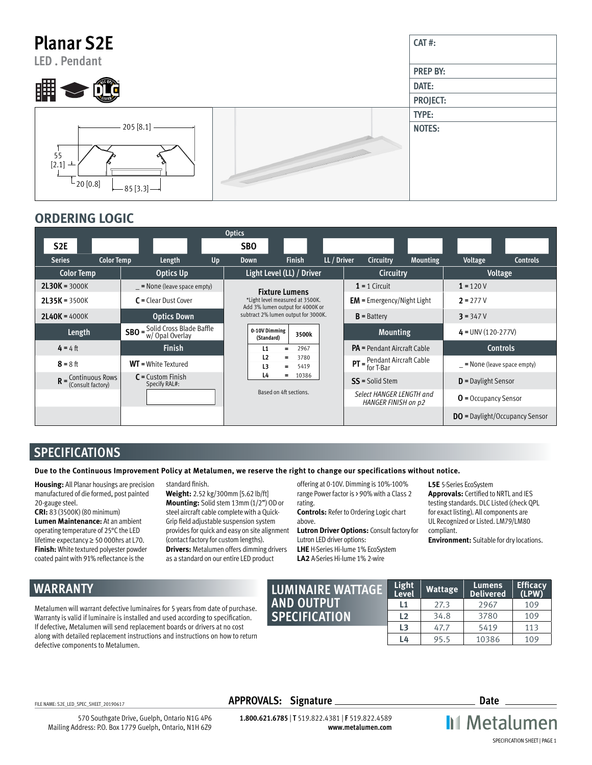# Planar S2E

**LED . Pendant**

| CAT #: |
|---|
| PREP BY: |
| DATE: |
| PROJECT: |
| TYPE: |
| NOTES: |

205 [8.1]

55 [2.1]

20 [0.8]

85 [3.3]

## ORDERING LOGIC

| Series | Color Temp | Length | Optics Up | Optics Down | Finish | LL / Driver | Circuitry | Mounting | Voltage | Controls |
|---|---|---|---|---|---|---|---|---|---|---|
| S2E | | | | SBO | | | | | | |

| Color Temp | Optics Up | Light Level (LL) / Driver | Circuitry | Voltage |
|---|---|---|---|---|
| **2L30K** = 3000K | _ = None (leave space empty) | **Fixture Lumens** | **1** = 1 Circuit | **1** = 120 V |
| **2L35K** = 3500K | **C** = Clear Dust Cover | *Light level measured at 3500K. Add 3% lumen output for 4000K or subtract 2% lumen output for 3000K. | **EM** = Emergency/Night Light | **2** = 277 V |
| **2L40K** = 4000K | **Optics Down** | | **B** = Battery | **3** = 347 V |
| **Length** | **SBO** = Solid Cross Blade Baffle w/ Opal Overlay | | **Mounting** | **4** = UNV (120-277V) |
| **4** = 4 ft | **Finish** | | **PA** = Pendant Aircraft Cable | **Controls** |
| **8** = 8 ft | **WT** = White Textured | | **PT** = Pendant Aircraft Cable for T-Bar | _ = None (leave space empty) |
| **R** = Continuous Rows (Consult factory) | **C** = Custom Finish Specify RAL#: | | **SS** = Solid Stem | **D** = Daylight Sensor |
| | | Based on 4ft sections. | *Select HANGER LENGTH and HANGER FINISH on p2* | **O** = Occupancy Sensor |
| | | | | **DO** = Daylight/Occupancy Sensor |

| 0-10V Dimming (Standard) | | 3500k |
|---|---|---|
| L1 | = | 2967 |
| L2 | = | 3780 |
| L3 | = | 5419 |
| L4 | = | 10386 |

## SPECIFICATIONS

**Due to the Continuous Improvement Policy at Metalumen, we reserve the right to change our specifications without notice.**

**Housing:** All Planar housings are precision manufactured of die formed, post painted 20-gauge steel.
**CRI:** 83 (3500K) (80 minimum)
**Lumen Maintenance:** At an ambient operating temperature of 25°C the LED lifetime expectancy ≥ 50 000hrs at L70.
**Finish:** White textured polyester powder coated paint with 91% reflectance is the standard finish.
**Weight:** 2.52 kg/300mm [5.62 lb/ft]
**Mounting:** Solid stem 13mm (1/2") OD or steel aircraft cable complete with a Quick-Grip field adjustable suspension system provides for quick and easy on site alignment (contact factory for custom lengths).
**Drivers:** Metalumen offers dimming drivers as a standard on our entire LED product offering at 0-10V. Dimming is 10%-100% range Power factor is > 90% with a Class 2 rating.
**Controls:** Refer to Ordering Logic chart above.
**Lutron Driver Options:** Consult factory for Lutron LED driver options:
**LHE** H-Series Hi-lume 1% EcoSystem
**LA2** A-Series Hi-lume 1% 2-wire
**L5E** 5-Series EcoSystem
**Approvals:** Certified to NRTL and IES testing standards. DLC Listed (check QPL for exact listing). All components are UL Recognized or Listed. LM79/LM80 compliant.
**Environment:** Suitable for dry locations.

## WARRANTY

Metalumen will warrant defective luminaires for 5 years from date of purchase. Warranty is valid if luminaire is installed and used according to specification. If defective, Metalumen will send replacement boards or drivers at no cost along with detailed replacement instructions and instructions on how to return defective components to Metalumen.

## LUMINAIRE WATTAGE AND OUTPUT SPECIFICATION

| Light Level | Wattage | Lumens Delivered | Efficacy (LPW) |
|---|---|---|---|
| L1 | 27.3 | 2967 | 109 |
| L2 | 34.8 | 3780 | 109 |
| L3 | 47.7 | 5419 | 113 |
| L4 | 95.5 | 10386 | 109 |

FILE NAME: S2E_LED_SPEC_SHEET_20190617

**APPROVALS: Signature** ______________________ **Date** __________

570 Southgate Drive, Guelph, Ontario N1G 4P6
Mailing Address: P.O. Box 1779 Guelph, Ontario, N1H 6Z9

**1.800.621.6785** | **T** 519.822.4381 | **F** 519.822.4589
**www.metalumen.com**

Metalumen

SPECIFICATION SHEET | PAGE 1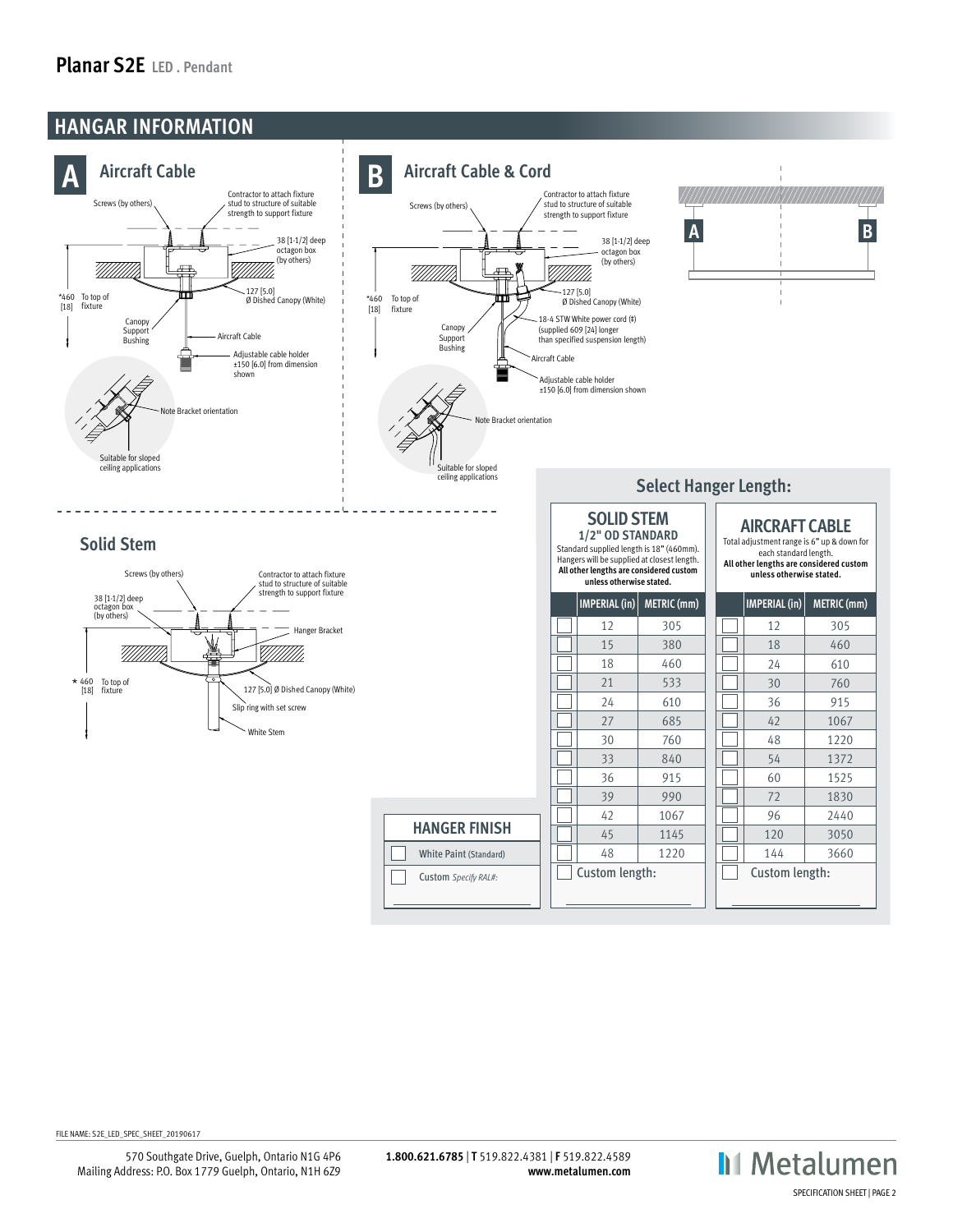## Planar S2E LED . Pendant

## HANGAR INFORMATION

### A Aircraft Cable

Screws (by others)

Contractor to attach fixture stud to structure of suitable strength to support fixture

38 [1-1/2] deep octagon box (by others)

127 [5.0] Ø Dished Canopy (White)

*460 [18] To top of fixture

Canopy Support Bushing

Aircraft Cable

Adjustable cable holder ±150 [6.0] from dimension shown

Note Bracket orientation

Suitable for sloped ceiling applications

### B Aircraft Cable & Cord

Screws (by others)

Contractor to attach fixture stud to structure of suitable strength to support fixture

38 [1-1/2] deep octagon box (by others)

127 [5.0] Ø Dished Canopy (White)

*460 [18] To top of fixture

Canopy Support Bushing

18-4 STW White power cord (†) (supplied 609 [24] longer than specified suspension length)

Aircraft Cable

Adjustable cable holder ±150 [6.0] from dimension shown

Note Bracket orientation

Suitable for sloped ceiling applications

### Solid Stem

Screws (by others)

Contractor to attach fixture stud to structure of suitable strength to support fixture

38 [1-1/2] deep octagon box (by others)

Hanger Bracket

* 460 [18] To top of fixture

127 [5.0] Ø Dished Canopy (White)

Slip ring with set screw

White Stem

## Select Hanger Length:

**SOLID STEM**
**1/2" OD STANDARD**
Standard supplied length is 18" (460mm). Hangers will be supplied at closest length. **All other lengths are considered custom unless otherwise stated.**

| | IMPERIAL (in) | METRIC (mm) |
|---|---|---|
| ☐ | 12 | 305 |
| ☐ | 15 | 380 |
| ☐ | 18 | 460 |
| ☐ | 21 | 533 |
| ☐ | 24 | 610 |
| ☐ | 27 | 685 |
| ☐ | 30 | 760 |
| ☐ | 33 | 840 |
| ☐ | 36 | 915 |
| ☐ | 39 | 990 |
| ☐ | 42 | 1067 |
| ☐ | 45 | 1145 |
| ☐ | 48 | 1220 |
| ☐ | Custom length: | |

**AIRCRAFT CABLE**
Total adjustment range is 6" up & down for each standard length. **All other lengths are considered custom unless otherwise stated.**

| | IMPERIAL (in) | METRIC (mm) |
|---|---|---|
| ☐ | 12 | 305 |
| ☐ | 18 | 460 |
| ☐ | 24 | 610 |
| ☐ | 30 | 760 |
| ☐ | 36 | 915 |
| ☐ | 42 | 1067 |
| ☐ | 48 | 1220 |
| ☐ | 54 | 1372 |
| ☐ | 60 | 1525 |
| ☐ | 72 | 1830 |
| ☐ | 96 | 2440 |
| ☐ | 120 | 3050 |
| ☐ | 144 | 3660 |
| ☐ | Custom length: | |

**HANGER FINISH**

| | |
|---|---|
| ☐ | White Paint (Standard) |
| ☐ | Custom *Specify RAL#:* |

FILE NAME: S2E_LED_SPEC_SHEET_20190617

570 Southgate Drive, Guelph, Ontario N1G 4P6
Mailing Address: P.O. Box 1779 Guelph, Ontario, N1H 6Z9

**1.800.621.6785** | **T** 519.822.4381 | **F** 519.822.4589
**www.metalumen.com**

Metalumen

SPECIFICATION SHEET | PAGE 2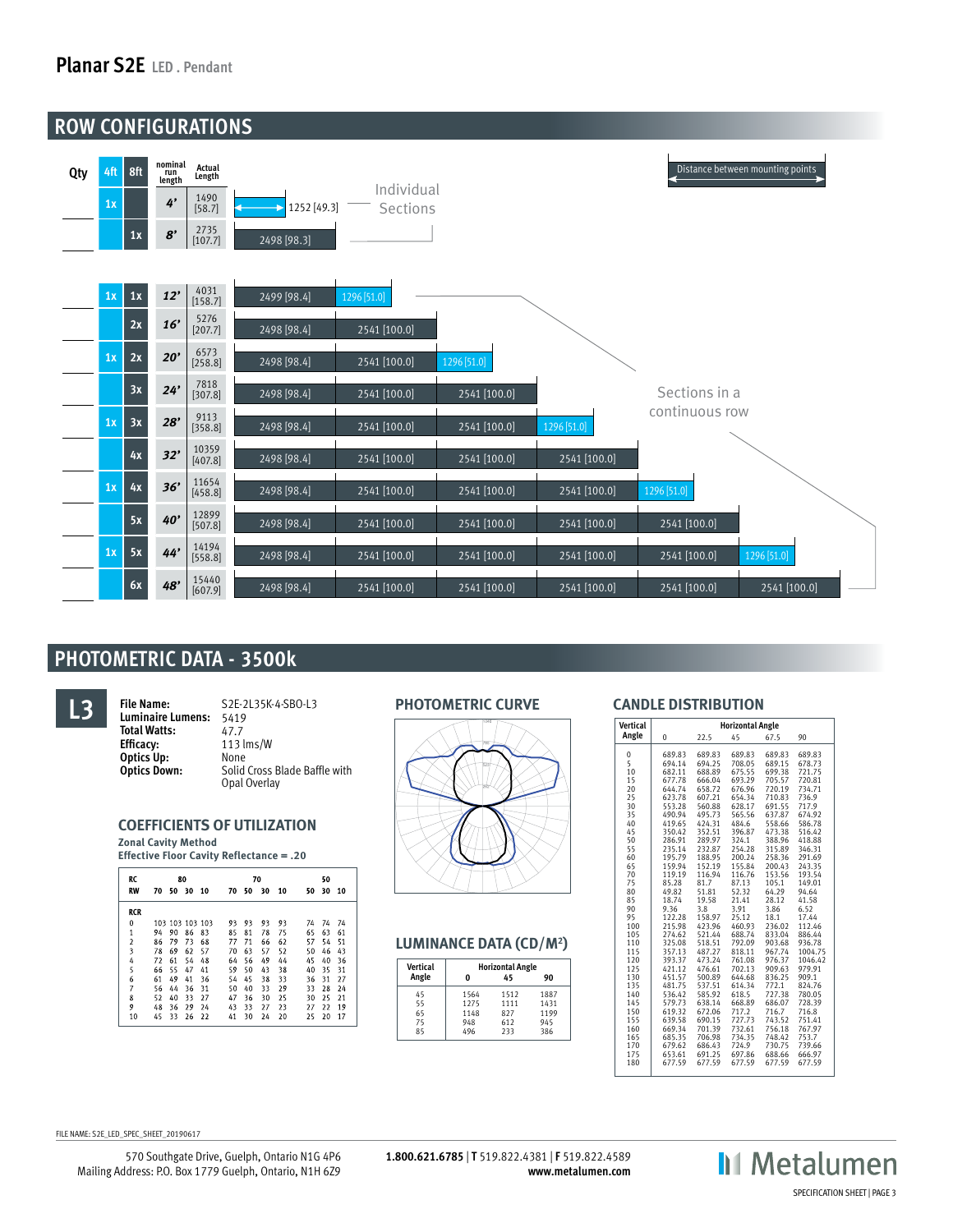Planar S2E LED . Pendant

## ROW CONFIGURATIONS

| Qty | 4ft | 8ft | nominal run length | Actual Length | Sections |
|---|---|---|---|---|---|
| | 1x | | 4' | 1490 [58.7] | 1252 [49.3] |
| | | 1x | 8' | 2735 [107.7] | 2498 [98.3] |
| | 1x | 1x | 12' | 4031 [158.7] | 2499 [98.4], 1296 [51.0] |
| | | 2x | 16' | 5276 [207.7] | 2498 [98.4], 2541 [100.0] |
| | 1x | 2x | 20' | 6573 [258.8] | 2498 [98.4], 2541 [100.0], 1296 [51.0] |
| | | 3x | 24' | 7818 [307.8] | 2498 [98.4], 2541 [100.0], 2541 [100.0] |
| | 1x | 3x | 28' | 9113 [358.8] | 2498 [98.4], 2541 [100.0], 2541 [100.0], 1296 [51.0] |
| | | 4x | 32' | 10359 [407.8] | 2498 [98.4], 2541 [100.0], 2541 [100.0], 2541 [100.0] |
| | 1x | 4x | 36' | 11654 [458.8] | 2498 [98.4], 2541 [100.0], 2541 [100.0], 2541 [100.0], 1296 [51.0] |
| | | 5x | 40' | 12899 [507.8] | 2498 [98.4], 2541 [100.0], 2541 [100.0], 2541 [100.0], 2541 [100.0] |
| | 1x | 5x | 44' | 14194 [558.8] | 2498 [98.4], 2541 [100.0], 2541 [100.0], 2541 [100.0], 2541 [100.0], 1296 [51.0] |
| | | 6x | 48' | 15440 [607.9] | 2498 [98.4], 2541 [100.0], 2541 [100.0], 2541 [100.0], 2541 [100.0], 2541 [100.0] |

Distance between mounting points

Individual Sections

Sections in a continuous row

## PHOTOMETRIC DATA - 3500k

**L3**

**File Name:** S2E-2L35K-4-SBO-L3
**Luminaire Lumens:** 5419
**Total Watts:** 47.7
**Efficacy:** 113 lms/W
**Optics Up:** None
**Optics Down:** Solid Cross Blade Baffle with Opal Overlay

### COEFFICIENTS OF UTILIZATION

**Zonal Cavity Method**
**Effective Floor Cavity Reflectance = .20**

| RC | 80 | | | | 70 | | | | 50 | | |
|---|---|---|---|---|---|---|---|---|---|---|---|
| RW | 70 | 50 | 30 | 10 | 70 | 50 | 30 | 10 | 50 | 30 | 10 |
| RCR | | | | | | | | | | | |
| 0 | 103 | 103 | 103 | 103 | 93 | 93 | 93 | 93 | 74 | 74 | 74 |
| 1 | 94 | 90 | 86 | 83 | 85 | 81 | 78 | 75 | 65 | 63 | 61 |
| 2 | 86 | 79 | 73 | 68 | 77 | 71 | 66 | 62 | 57 | 54 | 51 |
| 3 | 78 | 69 | 62 | 57 | 70 | 63 | 57 | 52 | 50 | 46 | 43 |
| 4 | 72 | 61 | 54 | 48 | 64 | 56 | 49 | 44 | 45 | 40 | 36 |
| 5 | 66 | 55 | 47 | 41 | 59 | 50 | 43 | 38 | 40 | 35 | 31 |
| 6 | 61 | 49 | 41 | 36 | 54 | 45 | 38 | 33 | 36 | 31 | 27 |
| 7 | 56 | 44 | 36 | 31 | 50 | 40 | 33 | 29 | 33 | 28 | 24 |
| 8 | 52 | 40 | 33 | 27 | 47 | 36 | 30 | 25 | 30 | 25 | 21 |
| 9 | 48 | 36 | 29 | 24 | 43 | 33 | 27 | 23 | 27 | 22 | 19 |
| 10 | 45 | 33 | 26 | 22 | 41 | 30 | 24 | 20 | 25 | 20 | 17 |

### PHOTOMETRIC CURVE

### LUMINANCE DATA (CD/M²)

| Vertical Angle | Horizontal Angle 0 | 45 | 90 |
|---|---|---|---|
| 45 | 1564 | 1512 | 1887 |
| 55 | 1275 | 1111 | 1431 |
| 65 | 1148 | 827 | 1199 |
| 75 | 948 | 612 | 945 |
| 85 | 496 | 233 | 386 |

### CANDLE DISTRIBUTION

| Vertical Angle | Horizontal Angle 0 | 22.5 | 45 | 67.5 | 90 |
|---|---|---|---|---|---|
| 0 | 689.83 | 689.83 | 689.83 | 689.83 | 689.83 |
| 5 | 694.14 | 694.25 | 708.05 | 689.15 | 678.73 |
| 10 | 682.11 | 688.89 | 675.55 | 699.38 | 721.75 |
| 15 | 677.78 | 666.04 | 693.29 | 705.57 | 720.81 |
| 20 | 644.74 | 658.72 | 676.96 | 720.19 | 734.71 |
| 25 | 623.78 | 607.21 | 654.34 | 710.83 | 736.9 |
| 30 | 553.28 | 560.88 | 628.17 | 691.55 | 717.9 |
| 35 | 490.94 | 495.73 | 565.56 | 637.87 | 674.92 |
| 40 | 419.65 | 424.31 | 484.6 | 558.66 | 586.78 |
| 45 | 350.42 | 352.51 | 396.87 | 473.38 | 516.42 |
| 50 | 286.91 | 289.97 | 324.1 | 388.96 | 418.88 |
| 55 | 235.14 | 232.87 | 254.28 | 315.89 | 346.31 |
| 60 | 195.79 | 188.95 | 200.24 | 258.36 | 291.69 |
| 65 | 159.94 | 152.19 | 155.84 | 200.43 | 243.35 |
| 70 | 119.19 | 116.94 | 116.76 | 153.56 | 193.54 |
| 75 | 85.28 | 81.7 | 87.13 | 105.1 | 149.01 |
| 80 | 49.82 | 51.81 | 52.32 | 64.29 | 94.64 |
| 85 | 18.74 | 19.58 | 21.41 | 28.12 | 41.58 |
| 90 | 9.36 | 3.8 | 3.91 | 3.86 | 6.52 |
| 95 | 122.28 | 158.97 | 25.12 | 18.1 | 17.44 |
| 100 | 215.98 | 423.96 | 460.93 | 236.02 | 112.46 |
| 105 | 274.62 | 521.44 | 688.74 | 833.04 | 886.44 |
| 110 | 325.08 | 518.51 | 792.09 | 903.68 | 936.78 |
| 115 | 357.13 | 487.27 | 818.11 | 967.74 | 1004.75 |
| 120 | 393.37 | 473.24 | 761.08 | 976.37 | 1046.42 |
| 125 | 421.12 | 476.61 | 702.13 | 909.63 | 979.91 |
| 130 | 451.57 | 500.89 | 644.68 | 836.25 | 909.1 |
| 135 | 481.75 | 537.51 | 614.34 | 772.1 | 824.76 |
| 140 | 536.42 | 585.92 | 618.5 | 727.38 | 780.05 |
| 145 | 579.73 | 638.14 | 668.89 | 686.07 | 728.39 |
| 150 | 619.32 | 672.06 | 717.2 | 716.7 | 716.8 |
| 155 | 639.58 | 690.15 | 727.73 | 743.52 | 751.41 |
| 160 | 669.34 | 701.39 | 732.61 | 756.18 | 767.97 |
| 165 | 685.35 | 706.98 | 734.35 | 748.42 | 753.7 |
| 170 | 679.62 | 686.43 | 724.9 | 730.75 | 739.66 |
| 175 | 653.61 | 691.25 | 697.86 | 688.66 | 666.97 |
| 180 | 677.59 | 677.59 | 677.59 | 677.59 | 677.59 |

FILE NAME: S2E_LED_SPEC_SHEET_20190617

570 Southgate Drive, Guelph, Ontario N1G 4P6
Mailing Address: P.O. Box 1779 Guelph, Ontario, N1H 6Z9

**1.800.621.6785** | **T** 519.822.4381 | **F** 519.822.4589
**www.metalumen.com**

Metalumen

SPECIFICATION SHEET | PAGE 3